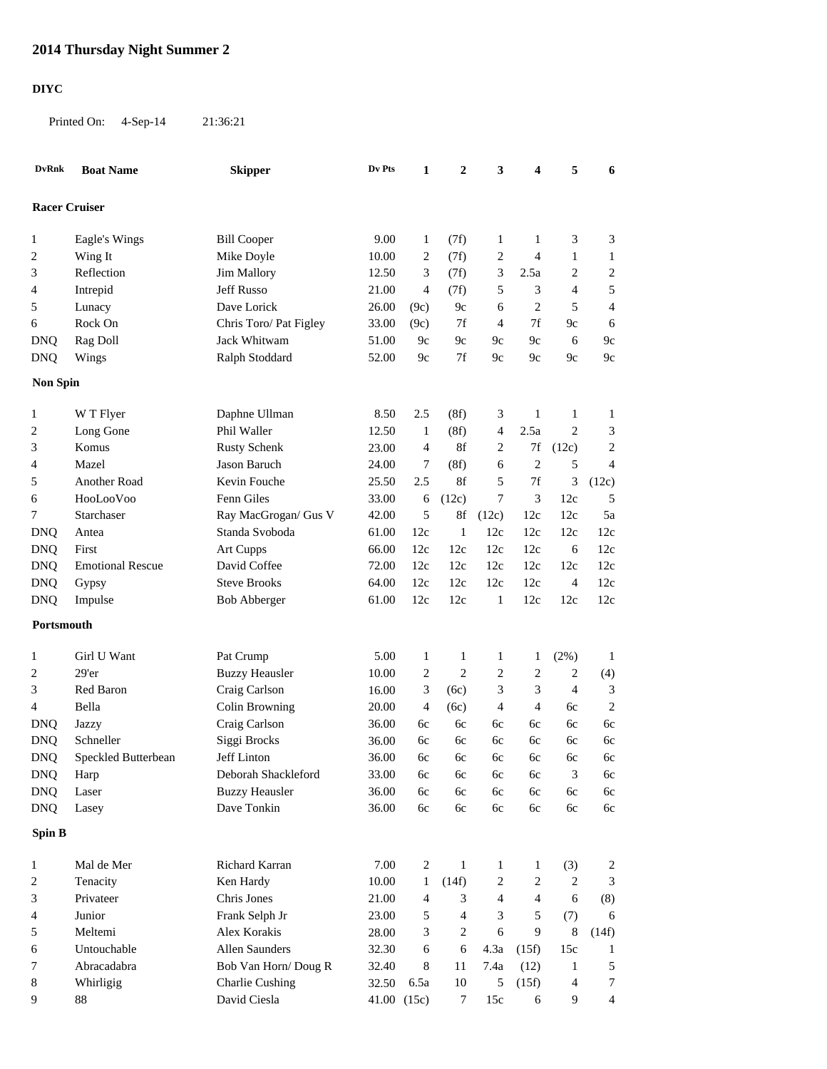# 2014 Thursday Night Summer 2

**DIYC**

Printed On: 4-Sep-14 21:36:21

| DvRnk | Boat Name | Skipper | Dv Pts | 1 | 2 | 3 | 4 | 5 | 6 |
|---|---|---|---|---|---|---|---|---|---|
| **Racer Cruiser** | | | | | | | | | |
| 1 | Eagle's Wings | Bill Cooper | 9.00 | 1 | (7f) | 1 | 1 | 3 | 3 |
| 2 | Wing It | Mike Doyle | 10.00 | 2 | (7f) | 2 | 4 | 1 | 1 |
| 3 | Reflection | Jim Mallory | 12.50 | 3 | (7f) | 3 | 2.5a | 2 | 2 |
| 4 | Intrepid | Jeff Russo | 21.00 | 4 | (7f) | 5 | 3 | 4 | 5 |
| 5 | Lunacy | Dave Lorick | 26.00 | (9c) | 9c | 6 | 2 | 5 | 4 |
| 6 | Rock On | Chris Toro/ Pat Figley | 33.00 | (9c) | 7f | 4 | 7f | 9c | 6 |
| DNQ | Rag Doll | Jack Whitwam | 51.00 | 9c | 9c | 9c | 9c | 6 | 9c |
| DNQ | Wings | Ralph Stoddard | 52.00 | 9c | 7f | 9c | 9c | 9c | 9c |
| **Non Spin** | | | | | | | | | |
| 1 | W T Flyer | Daphne Ullman | 8.50 | 2.5 | (8f) | 3 | 1 | 1 | 1 |
| 2 | Long Gone | Phil Waller | 12.50 | 1 | (8f) | 4 | 2.5a | 2 | 3 |
| 3 | Komus | Rusty Schenk | 23.00 | 4 | 8f | 2 | 7f | (12c) | 2 |
| 4 | Mazel | Jason Baruch | 24.00 | 7 | (8f) | 6 | 2 | 5 | 4 |
| 5 | Another Road | Kevin Fouche | 25.50 | 2.5 | 8f | 5 | 7f | 3 | (12c) |
| 6 | HooLooVoo | Fenn Giles | 33.00 | 6 | (12c) | 7 | 3 | 12c | 5 |
| 7 | Starchaser | Ray MacGrogan/ Gus V | 42.00 | 5 | 8f | (12c) | 12c | 12c | 5a |
| DNQ | Antea | Standa Svoboda | 61.00 | 12c | 1 | 12c | 12c | 12c | 12c |
| DNQ | First | Art Cupps | 66.00 | 12c | 12c | 12c | 12c | 6 | 12c |
| DNQ | Emotional Rescue | David Coffee | 72.00 | 12c | 12c | 12c | 12c | 12c | 12c |
| DNQ | Gypsy | Steve Brooks | 64.00 | 12c | 12c | 12c | 12c | 4 | 12c |
| DNQ | Impulse | Bob Abberger | 61.00 | 12c | 12c | 1 | 12c | 12c | 12c |
| **Portsmouth** | | | | | | | | | |
| 1 | Girl U Want | Pat Crump | 5.00 | 1 | 1 | 1 | 1 | (2%) | 1 |
| 2 | 29'er | Buzzy Heausler | 10.00 | 2 | 2 | 2 | 2 | 2 | (4) |
| 3 | Red Baron | Craig Carlson | 16.00 | 3 | (6c) | 3 | 3 | 4 | 3 |
| 4 | Bella | Colin Browning | 20.00 | 4 | (6c) | 4 | 4 | 6c | 2 |
| DNQ | Jazzy | Craig Carlson | 36.00 | 6c | 6c | 6c | 6c | 6c | 6c |
| DNQ | Schneller | Siggi Brocks | 36.00 | 6c | 6c | 6c | 6c | 6c | 6c |
| DNQ | Speckled Butterbean | Jeff Linton | 36.00 | 6c | 6c | 6c | 6c | 6c | 6c |
| DNQ | Harp | Deborah Shackleford | 33.00 | 6c | 6c | 6c | 6c | 3 | 6c |
| DNQ | Laser | Buzzy Heausler | 36.00 | 6c | 6c | 6c | 6c | 6c | 6c |
| DNQ | Lasey | Dave Tonkin | 36.00 | 6c | 6c | 6c | 6c | 6c | 6c |
| **Spin B** | | | | | | | | | |
| 1 | Mal de Mer | Richard Karran | 7.00 | 2 | 1 | 1 | 1 | (3) | 2 |
| 2 | Tenacity | Ken Hardy | 10.00 | 1 | (14f) | 2 | 2 | 2 | 3 |
| 3 | Privateer | Chris Jones | 21.00 | 4 | 3 | 4 | 4 | 6 | (8) |
| 4 | Junior | Frank Selph Jr | 23.00 | 5 | 4 | 3 | 5 | (7) | 6 |
| 5 | Meltemi | Alex Korakis | 28.00 | 3 | 2 | 6 | 9 | 8 | (14f) |
| 6 | Untouchable | Allen Saunders | 32.30 | 6 | 6 | 4.3a | (15f) | 15c | 1 |
| 7 | Abracadabra | Bob Van Horn/ Doug R | 32.40 | 8 | 11 | 7.4a | (12) | 1 | 5 |
| 8 | Whirligig | Charlie Cushing | 32.50 | 6.5a | 10 | 5 | (15f) | 4 | 7 |
| 9 | 88 | David Ciesla | 41.00 | (15c) | 7 | 15c | 6 | 9 | 4 |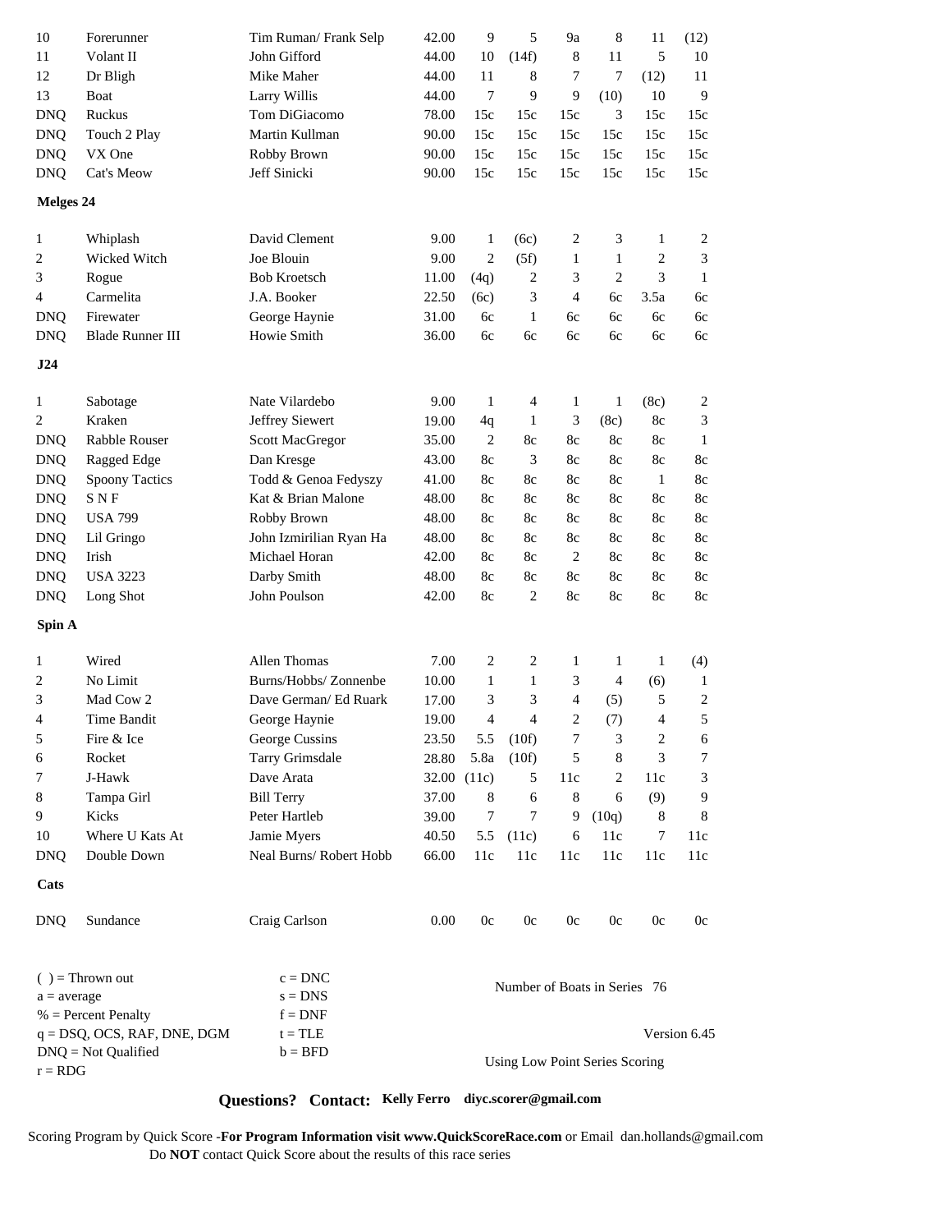| | | | | | | | | | | |
|---|---|---|---|---|---|---|---|---|---|---|
| 10 | Forerunner | Tim Ruman/ Frank Selp | 42.00 | 9 | 5 | 9a | 8 | 11 | (12) |
| 11 | Volant II | John Gifford | 44.00 | 10 | (14f) | 8 | 11 | 5 | 10 |
| 12 | Dr Bligh | Mike Maher | 44.00 | 11 | 8 | 7 | 7 | (12) | 11 |
| 13 | Boat | Larry Willis | 44.00 | 7 | 9 | 9 | (10) | 10 | 9 |
| DNQ | Ruckus | Tom DiGiacomo | 78.00 | 15c | 15c | 15c | 3 | 15c | 15c |
| DNQ | Touch 2 Play | Martin Kullman | 90.00 | 15c | 15c | 15c | 15c | 15c | 15c |
| DNQ | VX One | Robby Brown | 90.00 | 15c | 15c | 15c | 15c | 15c | 15c |
| DNQ | Cat's Meow | Jeff Sinicki | 90.00 | 15c | 15c | 15c | 15c | 15c | 15c |

**Melges 24**

| | | | | | | | | | |
|---|---|---|---|---|---|---|---|---|---|
| 1 | Whiplash | David Clement | 9.00 | 1 | (6c) | 2 | 3 | 1 | 2 |
| 2 | Wicked Witch | Joe Blouin | 9.00 | 2 | (5f) | 1 | 1 | 2 | 3 |
| 3 | Rogue | Bob Kroetsch | 11.00 | (4q) | 2 | 3 | 2 | 3 | 1 |
| 4 | Carmelita | J.A. Booker | 22.50 | (6c) | 3 | 4 | 6c | 3.5a | 6c |
| DNQ | Firewater | George Haynie | 31.00 | 6c | 1 | 6c | 6c | 6c | 6c |
| DNQ | Blade Runner III | Howie Smith | 36.00 | 6c | 6c | 6c | 6c | 6c | 6c |

**J24**

| | | | | | | | | | |
|---|---|---|---|---|---|---|---|---|---|
| 1 | Sabotage | Nate Vilardebo | 9.00 | 1 | 4 | 1 | 1 | (8c) | 2 |
| 2 | Kraken | Jeffrey Siewert | 19.00 | 4q | 1 | 3 | (8c) | 8c | 3 |
| DNQ | Rabble Rouser | Scott MacGregor | 35.00 | 2 | 8c | 8c | 8c | 8c | 1 |
| DNQ | Ragged Edge | Dan Kresge | 43.00 | 8c | 3 | 8c | 8c | 8c | 8c |
| DNQ | Spoony Tactics | Todd & Genoa Fedyszy | 41.00 | 8c | 8c | 8c | 8c | 1 | 8c |
| DNQ | S N F | Kat & Brian Malone | 48.00 | 8c | 8c | 8c | 8c | 8c | 8c |
| DNQ | USA 799 | Robby Brown | 48.00 | 8c | 8c | 8c | 8c | 8c | 8c |
| DNQ | Lil Gringo | John Izmirilian Ryan Ha | 48.00 | 8c | 8c | 8c | 8c | 8c | 8c |
| DNQ | Irish | Michael Horan | 42.00 | 8c | 8c | 2 | 8c | 8c | 8c |
| DNQ | USA 3223 | Darby Smith | 48.00 | 8c | 8c | 8c | 8c | 8c | 8c |
| DNQ | Long Shot | John Poulson | 42.00 | 8c | 2 | 8c | 8c | 8c | 8c |

**Spin A**

| | | | | | | | | | |
|---|---|---|---|---|---|---|---|---|---|
| 1 | Wired | Allen Thomas | 7.00 | 2 | 2 | 1 | 1 | 1 | (4) |
| 2 | No Limit | Burns/Hobbs/ Zonnenbe | 10.00 | 1 | 1 | 3 | 4 | (6) | 1 |
| 3 | Mad Cow 2 | Dave German/ Ed Ruark | 17.00 | 3 | 3 | 4 | (5) | 5 | 2 |
| 4 | Time Bandit | George Haynie | 19.00 | 4 | 4 | 2 | (7) | 4 | 5 |
| 5 | Fire & Ice | George Cussins | 23.50 | 5.5 | (10f) | 7 | 3 | 2 | 6 |
| 6 | Rocket | Tarry Grimsdale | 28.80 | 5.8a | (10f) | 5 | 8 | 3 | 7 |
| 7 | J-Hawk | Dave Arata | 32.00 | (11c) | 5 | 11c | 2 | 11c | 3 |
| 8 | Tampa Girl | Bill Terry | 37.00 | 8 | 6 | 8 | 6 | (9) | 9 |
| 9 | Kicks | Peter Hartleb | 39.00 | 7 | 7 | 9 | (10q) | 8 | 8 |
| 10 | Where U Kats At | Jamie Myers | 40.50 | 5.5 | (11c) | 6 | 11c | 7 | 11c |
| DNQ | Double Down | Neal Burns/ Robert Hobb | 66.00 | 11c | 11c | 11c | 11c | 11c | 11c |

**Cats**

| | | | | | | | | | |
|---|---|---|---|---|---|---|---|---|---|
| DNQ | Sundance | Craig Carlson | 0.00 | 0c | 0c | 0c | 0c | 0c | 0c |

( ) = Thrown out
a = average
% = Percent Penalty
q = DSQ, OCS, RAF, DNE, DGM
DNQ = Not Qualified
r = RDG

c = DNC
s = DNS
f = DNF
t = TLE
b = BFD

Number of Boats in Series 76

Version 6.45

Using Low Point Series Scoring

**Questions? Contact: Kelly Ferro diyc.scorer@gmail.com**

Scoring Program by Quick Score -**For Program Information visit www.QuickScoreRace.com** or Email dan.hollands@gmail.com
Do **NOT** contact Quick Score about the results of this race series